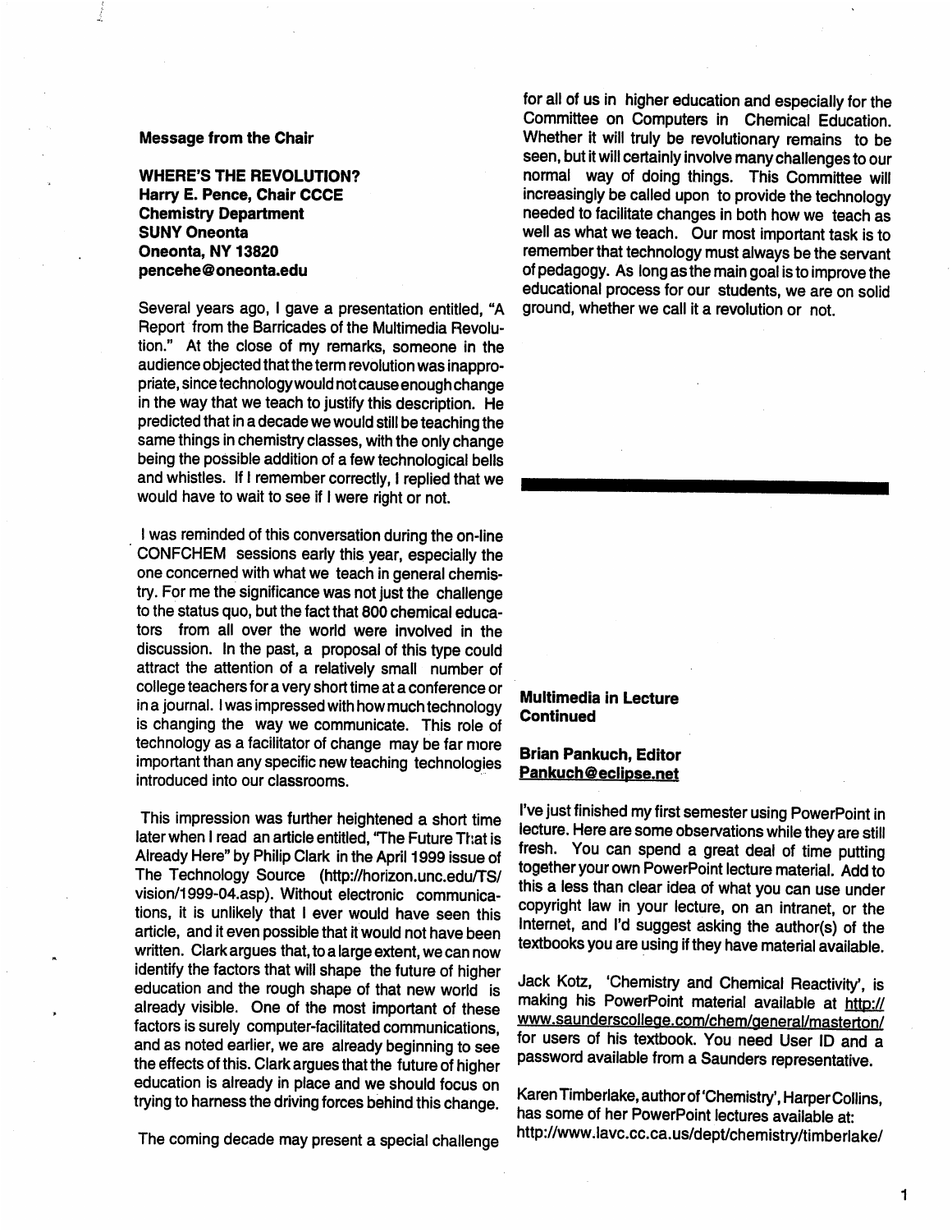**Message from the Chair**

**WHERE'S THE REVOLUTION?**
**Harry E. Pence, Chair CCCE**
**Chemistry Department**
**SUNY Oneonta**
**Oneonta, NY 13820**
**pencehe@oneonta.edu**

Several years ago, I gave a presentation entitled, "A Report from the Barricades of the Multimedia Revolution." At the close of my remarks, someone in the audience objected that the term revolution was inappropriate, since technology would not cause enough change in the way that we teach to justify this description. He predicted that in a decade we would still be teaching the same things in chemistry classes, with the only change being the possible addition of a few technological bells and whistles. If I remember correctly, I replied that we would have to wait to see if I were right or not.

I was reminded of this conversation during the on-line CONFCHEM sessions early this year, especially the one concerned with what we teach in general chemistry. For me the significance was not just the challenge to the status quo, but the fact that 800 chemical educators from all over the world were involved in the discussion. In the past, a proposal of this type could attract the attention of a relatively small number of college teachers for a very short time at a conference or in a journal. I was impressed with how much technology is changing the way we communicate. This role of technology as a facilitator of change may be far more important than any specific new teaching technologies introduced into our classrooms.

This impression was further heightened a short time later when I read an article entitled, "The Future That is Already Here" by Philip Clark in the April 1999 issue of The Technology Source (http://horizon.unc.edu/TS/vision/1999-04.asp). Without electronic communications, it is unlikely that I ever would have seen this article, and it even possible that it would not have been written. Clark argues that, to a large extent, we can now identify the factors that will shape the future of higher education and the rough shape of that new world is already visible. One of the most important of these factors is surely computer-facilitated communications, and as noted earlier, we are already beginning to see the effects of this. Clark argues that the future of higher education is already in place and we should focus on trying to harness the driving forces behind this change.

The coming decade may present a special challenge for all of us in higher education and especially for the Committee on Computers in Chemical Education. Whether it will truly be revolutionary remains to be seen, but it will certainly involve many challenges to our normal way of doing things. This Committee will increasingly be called upon to provide the technology needed to facilitate changes in both how we teach as well as what we teach. Our most important task is to remember that technology must always be the servant of pedagogy. As long as the main goal is to improve the educational process for our students, we are on solid ground, whether we call it a revolution or not.

**Multimedia in Lecture Continued**

**Brian Pankuch, Editor**
**Pankuch@eclipse.net**

I've just finished my first semester using PowerPoint in lecture. Here are some observations while they are still fresh. You can spend a great deal of time putting together your own PowerPoint lecture material. Add to this a less than clear idea of what you can use under copyright law in your lecture, on an intranet, or the Internet, and I'd suggest asking the author(s) of the textbooks you are using if they have material available.

Jack Kotz, 'Chemistry and Chemical Reactivity', is making his PowerPoint material available at http://www.saunderscollege.com/chem/general/masterton/ for users of his textbook. You need User ID and a password available from a Saunders representative.

Karen Timberlake, author of 'Chemistry', Harper Collins, has some of her PowerPoint lectures available at: http://www.lavc.cc.ca.us/dept/chemistry/timberlake/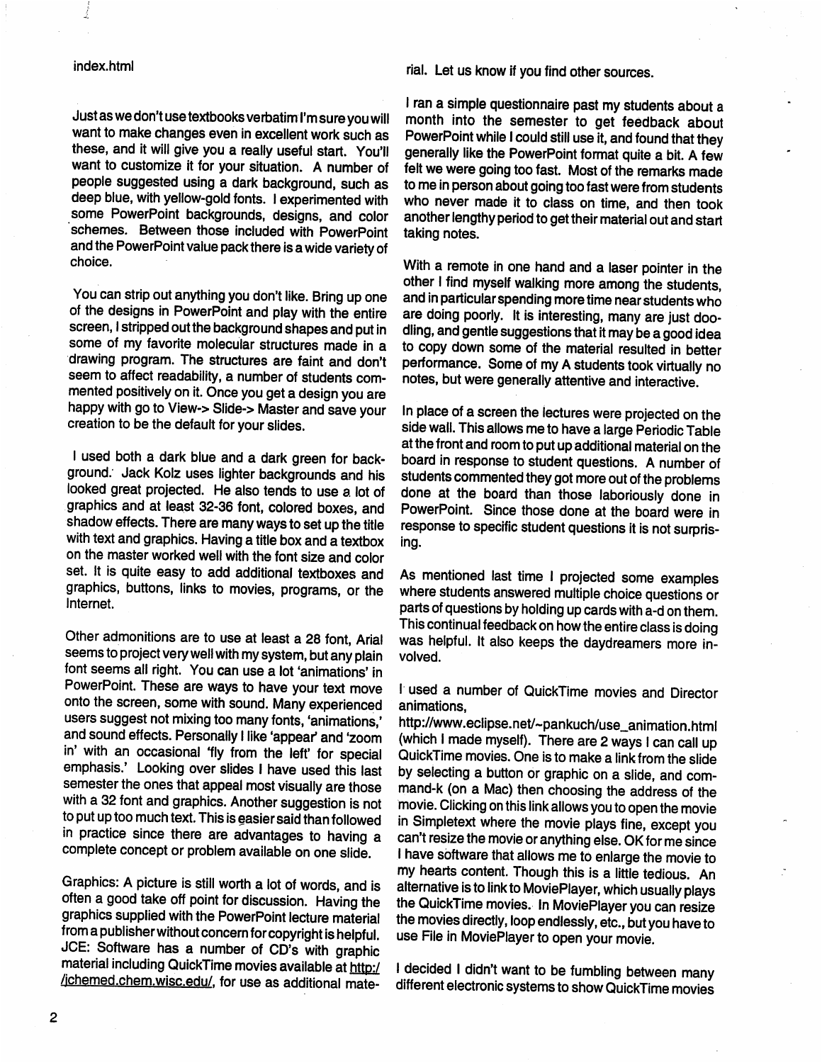index.html

Just as we don't use textbooks verbatim I'm sure you will want to make changes even in excellent work such as these, and it will give you a really useful start. You'll want to customize it for your situation. A number of people suggested using a dark background, such as deep blue, with yellow-gold fonts. I experimented with some PowerPoint backgrounds, designs, and color schemes. Between those included with PowerPoint and the PowerPoint value pack there is a wide variety of choice.

You can strip out anything you don't like. Bring up one of the designs in PowerPoint and play with the entire screen, I stripped out the background shapes and put in some of my favorite molecular structures made in a drawing program. The structures are faint and don't seem to affect readability, a number of students commented positively on it. Once you get a design you are happy with go to View-> Slide-> Master and save your creation to be the default for your slides.

I used both a dark blue and a dark green for background. Jack Kolz uses lighter backgrounds and his looked great projected. He also tends to use a lot of graphics and at least 32-36 font, colored boxes, and shadow effects. There are many ways to set up the title with text and graphics. Having a title box and a textbox on the master worked well with the font size and color set. It is quite easy to add additional textboxes and graphics, buttons, links to movies, programs, or the Internet.

Other admonitions are to use at least a 28 font, Arial seems to project very well with my system, but any plain font seems all right. You can use a lot 'animations' in PowerPoint. These are ways to have your text move onto the screen, some with sound. Many experienced users suggest not mixing too many fonts, 'animations,' and sound effects. Personally I like 'appear' and 'zoom in' with an occasional 'fly from the left' for special emphasis.' Looking over slides I have used this last semester the ones that appeal most visually are those with a 32 font and graphics. Another suggestion is not to put up too much text. This is easier said than followed in practice since there are advantages to having a complete concept or problem available on one slide.

Graphics: A picture is still worth a lot of words, and is often a good take off point for discussion. Having the graphics supplied with the PowerPoint lecture material from a publisher without concern for copyright is helpful. JCE: Software has a number of CD's with graphic material including QuickTime movies available at http://jchemed.chem.wisc.edu/, for use as additional material. Let us know if you find other sources.

I ran a simple questionnaire past my students about a month into the semester to get feedback about PowerPoint while I could still use it, and found that they generally like the PowerPoint format quite a bit. A few felt we were going too fast. Most of the remarks made to me in person about going too fast were from students who never made it to class on time, and then took another lengthy period to get their material out and start taking notes.

With a remote in one hand and a laser pointer in the other I find myself walking more among the students, and in particular spending more time near students who are doing poorly. It is interesting, many are just doodling, and gentle suggestions that it may be a good idea to copy down some of the material resulted in better performance. Some of my A students took virtually no notes, but were generally attentive and interactive.

In place of a screen the lectures were projected on the side wall. This allows me to have a large Periodic Table at the front and room to put up additional material on the board in response to student questions. A number of students commented they got more out of the problems done at the board than those laboriously done in PowerPoint. Since those done at the board were in response to specific student questions it is not surprising.

As mentioned last time I projected some examples where students answered multiple choice questions or parts of questions by holding up cards with a-d on them. This continual feedback on how the entire class is doing was helpful. It also keeps the daydreamers more involved.

I used a number of QuickTime movies and Director animations, http://www.eclipse.net/~pankuch/use_animation.html (which I made myself). There are 2 ways I can call up QuickTime movies. One is to make a link from the slide by selecting a button or graphic on a slide, and command-k (on a Mac) then choosing the address of the movie. Clicking on this link allows you to open the movie in Simpletext where the movie plays fine, except you can't resize the movie or anything else. OK for me since I have software that allows me to enlarge the movie to my hearts content. Though this is a little tedious. An alternative is to link to MoviePlayer, which usually plays the QuickTime movies. In MoviePlayer you can resize the movies directly, loop endlessly, etc., but you have to use File in MoviePlayer to open your movie.

I decided I didn't want to be fumbling between many different electronic systems to show QuickTime movies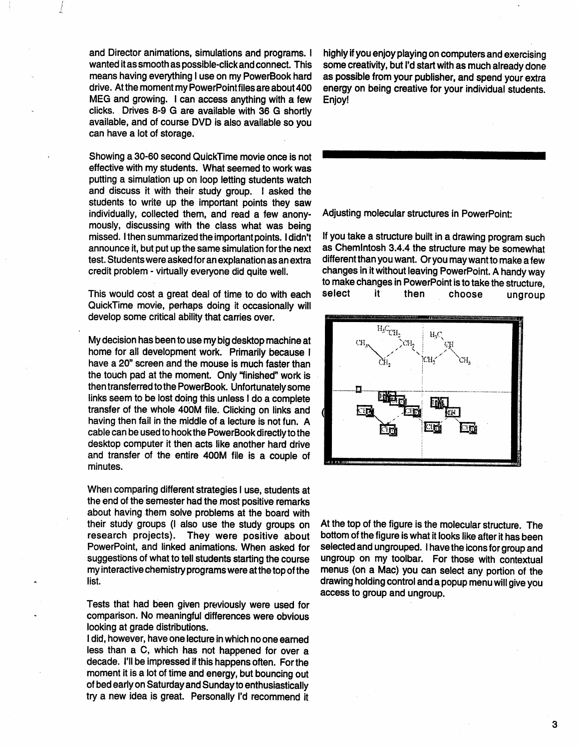and Director animations, simulations and programs. I wanted it as smooth as possible-click and connect. This means having everything I use on my PowerBook hard drive. At the moment my PowerPoint files are about 400 MEG and growing. I can access anything with a few clicks. Drives 8-9 G are available with 36 G shortly available, and of course DVD is also available so you can have a lot of storage.

Showing a 30-60 second QuickTime movie once is not effective with my students. What seemed to work was putting a simulation up on loop letting students watch and discuss it with their study group. I asked the students to write up the important points they saw individually, collected them, and read a few anonymously, discussing with the class what was being missed. I then summarized the important points. I didn't announce it, but put up the same simulation for the next test. Students were asked for an explanation as an extra credit problem - virtually everyone did quite well.

This would cost a great deal of time to do with each QuickTime movie, perhaps doing it occasionally will develop some critical ability that carries over.

My decision has been to use my big desktop machine at home for all development work. Primarily because I have a 20" screen and the mouse is much faster than the touch pad at the moment. Only "finished" work is then transferred to the PowerBook. Unfortunately some links seem to be lost doing this unless I do a complete transfer of the whole 400M file. Clicking on links and having then fail in the middle of a lecture is not fun. A cable can be used to hook the PowerBook directly to the desktop computer it then acts like another hard drive and transfer of the entire 400M file is a couple of minutes.

When comparing different strategies I use, students at the end of the semester had the most positive remarks about having them solve problems at the board with their study groups (I also use the study groups on research projects). They were positive about PowerPoint, and linked animations. When asked for suggestions of what to tell students starting the course my interactive chemistry programs were at the top of the list.

Tests that had been given previously were used for comparison. No meaningful differences were obvious looking at grade distributions.

I did, however, have one lecture in which no one earned less than a C, which has not happened for over a decade. I'll be impressed if this happens often. For the moment it is a lot of time and energy, but bouncing out of bed early on Saturday and Sunday to enthusiastically try a new idea is great. Personally I'd recommend it highly if you enjoy playing on computers and exercising some creativity, but I'd start with as much already done as possible from your publisher, and spend your extra energy on being creative for your individual students. Enjoy!

Adjusting molecular structures in PowerPoint:

If you take a structure built in a drawing program such as ChemIntosh 3.4.4 the structure may be somewhat different than you want. Or you may want to make a few changes in it without leaving PowerPoint. A handy way to make changes in PowerPoint is to take the structure, select it then choose ungroup

At the top of the figure is the molecular structure. The bottom of the figure is what it looks like after it has been selected and ungrouped. I have the icons for group and ungroup on my toolbar. For those with contextual menus (on a Mac) you can select any portion of the drawing holding control and a popup menu will give you access to group and ungroup.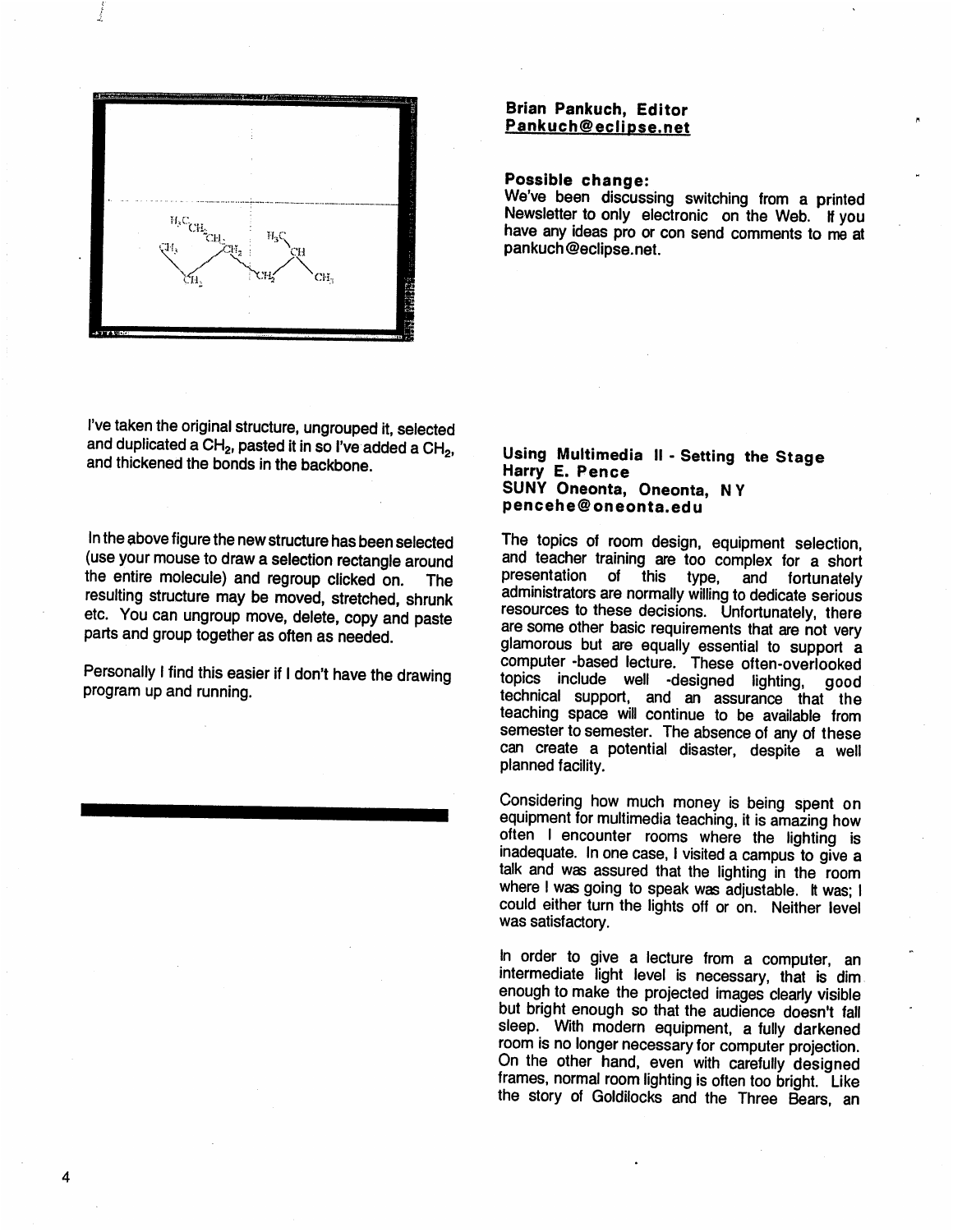I've taken the original structure, ungrouped it, selected and duplicated a $CH_2$, pasted it in so I've added a $CH_2$, and thickened the bonds in the backbone.

In the above figure the new structure has been selected (use your mouse to draw a selection rectangle around the entire molecule) and regroup clicked on. The resulting structure may be moved, stretched, shrunk etc. You can ungroup move, delete, copy and paste parts and group together as often as needed.

Personally I find this easier if I don't have the drawing program up and running.

**Brian Pankuch, Editor**
**Pankuch@eclipse.net**

**Possible change:**
We've been discussing switching from a printed Newsletter to only electronic on the Web. If you have any ideas pro or con send comments to me at pankuch@eclipse.net.

## Using Multimedia II - Setting the Stage

**Harry E. Pence**
**SUNY Oneonta, Oneonta, NY**
**pencehe@oneonta.edu**

The topics of room design, equipment selection, and teacher training are too complex for a short presentation of this type, and fortunately administrators are normally willing to dedicate serious resources to these decisions. Unfortunately, there are some other basic requirements that are not very glamorous but are equally essential to support a computer -based lecture. These often-overlooked topics include well -designed lighting, good technical support, and an assurance that the teaching space will continue to be available from semester to semester. The absence of any of these can create a potential disaster, despite a well planned facility.

Considering how much money is being spent on equipment for multimedia teaching, it is amazing how often I encounter rooms where the lighting is inadequate. In one case, I visited a campus to give a talk and was assured that the lighting in the room where I was going to speak was adjustable. It was; I could either turn the lights off or on. Neither level was satisfactory.

In order to give a lecture from a computer, an intermediate light level is necessary, that is dim enough to make the projected images clearly visible but bright enough so that the audience doesn't fall sleep. With modern equipment, a fully darkened room is no longer necessary for computer projection. On the other hand, even with carefully designed frames, normal room lighting is often too bright. Like the story of Goldilocks and the Three Bears, an